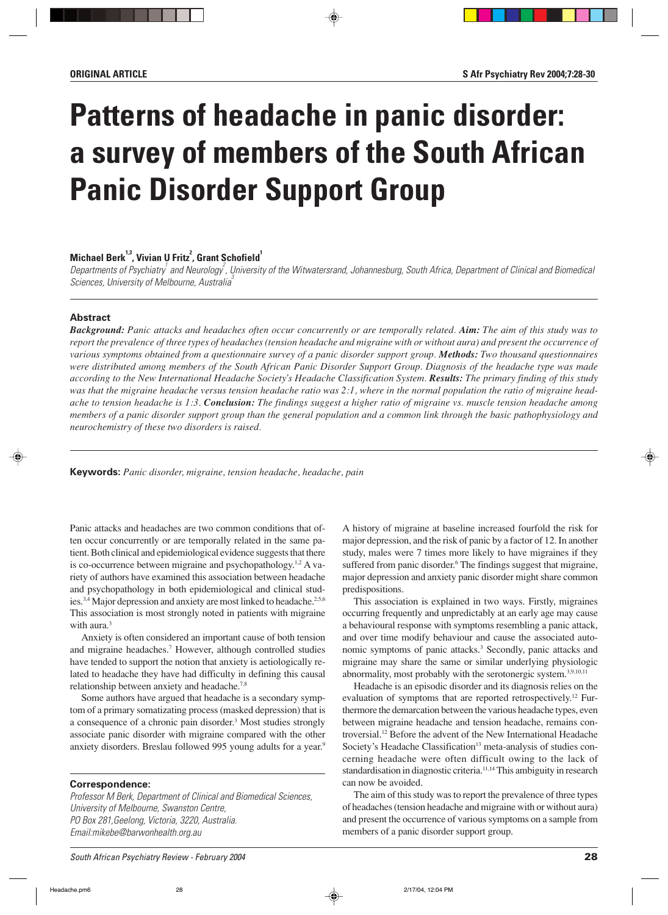**ORIGINAL ARTICLE**

# Patterns of headache in panic disorder: a survey of members of the South African Panic Disorder Support Group

**Michael Berk[1,3], Vivian U Fritz[2], Grant Schofield[1]**

*Departments of Psychiatry[1] and Neurology[2], University of the Witwatersrand, Johannesburg, South Africa, Department of Clinical and Biomedical Sciences, University of Melbourne, Australia[3]*

### Abstract

***Background:*** *Panic attacks and headaches often occur concurrently or are temporally related.* ***Aim:*** *The aim of this study was to report the prevalence of three types of headaches (tension headache and migraine with or without aura) and present the occurrence of various symptoms obtained from a questionnaire survey of a panic disorder support group.* ***Methods:*** *Two thousand questionnaires were distributed among members of the South African Panic Disorder Support Group. Diagnosis of the headache type was made according to the New International Headache Society's Headache Classification System.* ***Results:*** *The primary finding of this study was that the migraine headache versus tension headache ratio was 2:1, where in the normal population the ratio of migraine headache to tension headache is 1:3.* ***Conclusion:*** *The findings suggest a higher ratio of migraine vs. muscle tension headache among members of a panic disorder support group than the general population and a common link through the basic pathophysiology and neurochemistry of these two disorders is raised.*

**Keywords:** *Panic disorder, migraine, tension headache, headache, pain*

Panic attacks and headaches are two common conditions that often occur concurrently or are temporally related in the same patient. Both clinical and epidemiological evidence suggests that there is co-occurrence between migraine and psychopathology.[1,2] A variety of authors have examined this association between headache and psychopathology in both epidemiological and clinical studies.[3,4] Major depression and anxiety are most linked to headache.[2,5,6] This association is most strongly noted in patients with migraine with aura.[3]

Anxiety is often considered an important cause of both tension and migraine headaches.[7] However, although controlled studies have tended to support the notion that anxiety is aetiologically related to headache they have had difficulty in defining this causal relationship between anxiety and headache.[7,8]

Some authors have argued that headache is a secondary symptom of a primary somatizing process (masked depression) that is a consequence of a chronic pain disorder.[3] Most studies strongly associate panic disorder with migraine compared with the other anxiety disorders. Breslau followed 995 young adults for a year.[9] A history of migraine at baseline increased fourfold the risk for major depression, and the risk of panic by a factor of 12. In another study, males were 7 times more likely to have migraines if they suffered from panic disorder.[6] The findings suggest that migraine, major depression and anxiety panic disorder might share common predispositions.

This association is explained in two ways. Firstly, migraines occurring frequently and unpredictably at an early age may cause a behavioural response with symptoms resembling a panic attack, and over time modify behaviour and cause the associated autonomic symptoms of panic attacks.[3] Secondly, panic attacks and migraine may share the same or similar underlying physiologic abnormality, most probably with the serotonergic system.[3,9,10,11]

Headache is an episodic disorder and its diagnosis relies on the evaluation of symptoms that are reported retrospectively.[12] Furthermore the demarcation between the various headache types, even between migraine headache and tension headache, remains controversial.[12] Before the advent of the New International Headache Society's Headache Classification[13] meta-analysis of studies concerning headache were often difficult owing to the lack of standardisation in diagnostic criteria.[11,14] This ambiguity in research can now be avoided.

The aim of this study was to report the prevalence of three types of headaches (tension headache and migraine with or without aura) and present the occurrence of various symptoms on a sample from members of a panic disorder support group.

**Correspondence:**

*Professor M Berk, Department of Clinical and Biomedical Sciences, University of Melbourne, Swanston Centre, PO Box 281,Geelong, Victoria, 3220, Australia. Email:mikebe@barwonhealth.org.au*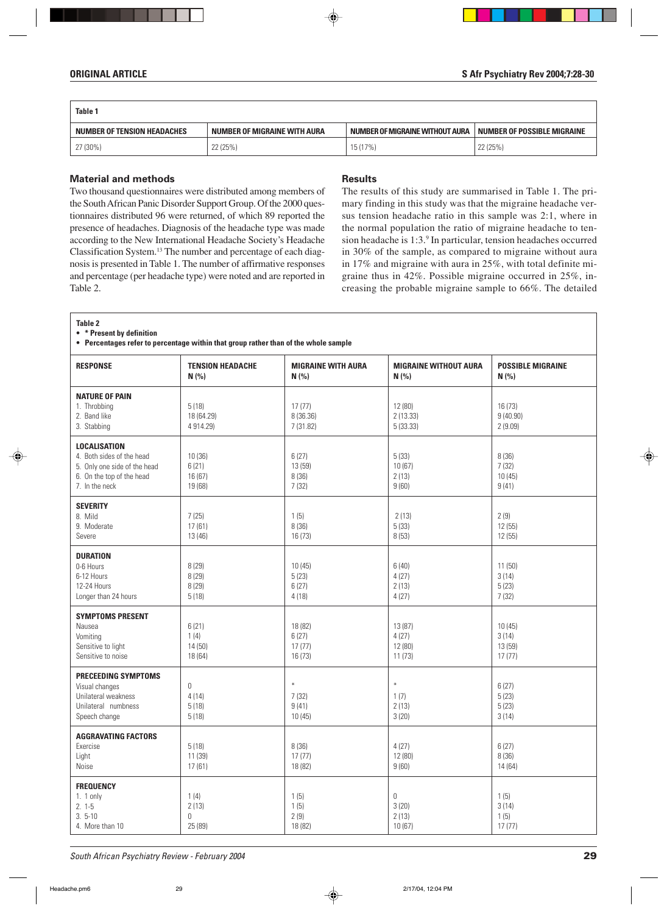| Table 1 | | | |
|---|---|---|---|
| NUMBER OF TENSION HEADACHES | NUMBER OF MIGRAINE WITH AURA | NUMBER OF MIGRAINE WITHOUT AURA | NUMBER OF POSSIBLE MIGRAINE |
| 27 (30%) | 22 (25%) | 15 (17%) | 22 (25%) |

## Material and methods

Two thousand questionnaires were distributed among members of the South African Panic Disorder Support Group. Of the 2000 questionnaires distributed 96 were returned, of which 89 reported the presence of headaches. Diagnosis of the headache type was made according to the New International Headache Society's Headache Classification System.[13] The number and percentage of each diagnosis is presented in Table 1. The number of affirmative responses and percentage (per headache type) were noted and are reported in Table 2.

## Results

The results of this study are summarised in Table 1. The primary finding in this study was that the migraine headache versus tension headache ratio in this sample was 2:1, where in the normal population the ratio of migraine headache to tension headache is 1:3.[9] In particular, tension headaches occurred in 30% of the sample, as compared to migraine without aura in 17% and migraine with aura in 25%, with total definite migraine thus in 42%. Possible migraine occurred in 25%, increasing the probable migraine sample to 66%. The detailed

**Table 2**

- \* Present by definition
- Percentages refer to percentage within that group rather than of the whole sample

| RESPONSE | TENSION HEADACHE N (%) | MIGRAINE WITH AURA N (%) | MIGRAINE WITHOUT AURA N (%) | POSSIBLE MIGRAINE N (%) |
|---|---|---|---|---|
| **NATURE OF PAIN** | | | | |
| 1. Throbbing | 5 (18) | 17 (77) | 12 (80) | 16 (73) |
| 2. Band like | 18 (64.29) | 8 (36.36) | 2 (13.33) | 9 (40.90) |
| 3. Stabbing | 4 914.29) | 7 (31.82) | 5 (33.33) | 2 (9.09) |
| **LOCALISATION** | | | | |
| 4. Both sides of the head | 10 (36) | 6 (27) | 5 (33) | 8 (36) |
| 5. Only one side of the head | 6 (21) | 13 (59) | 10 (67) | 7 (32) |
| 6. On the top of the head | 16 (67) | 8 (36) | 2 (13) | 10 (45) |
| 7. In the neck | 19 (68) | 7 (32) | 9 (60) | 9 (41) |
| **SEVERITY** | | | | |
| 8. Mild | 7 (25) | 1 (5) | 2 (13) | 2 (9) |
| 9. Moderate | 17 (61) | 8 (36) | 5 (33) | 12 (55) |
| Severe | 13 (46) | 16 (73) | 8 (53) | 12 (55) |
| **DURATION** | | | | |
| 0-6 Hours | 8 (29) | 10 (45) | 6 (40) | 11 (50) |
| 6-12 Hours | 8 (29) | 5 (23) | 4 (27) | 3 (14) |
| 12-24 Hours | 8 (29) | 6 (27) | 2 (13) | 5 (23) |
| Longer than 24 hours | 5 (18) | 4 (18) | 4 (27) | 7 (32) |
| **SYMPTOMS PRESENT** | | | | |
| Nausea | 6 (21) | 18 (82) | 13 (87) | 10 (45) |
| Vomiting | 1 (4) | 6 (27) | 4 (27) | 3 (14) |
| Sensitive to light | 14 (50) | 17 (77) | 12 (80) | 13 (59) |
| Sensitive to noise | 18 (64) | 16 (73) | 11 (73) | 17 (77) |
| **PRECEEDING SYMPTOMS** | | | | |
| Visual changes | 0 | * | * | 6 (27) |
| Unilateral weakness | 4 (14) | 7 (32) | 1 (7) | 5 (23) |
| Unilateral numbness | 5 (18) | 9 (41) | 2 (13) | 5 (23) |
| Speech change | 5 (18) | 10 (45) | 3 (20) | 3 (14) |
| **AGGRAVATING FACTORS** | | | | |
| Exercise | 5 (18) | 8 (36) | 4 (27) | 6 (27) |
| Light | 11 (39) | 17 (77) | 12 (80) | 8 (36) |
| Noise | 17 (61) | 18 (82) | 9 (60) | 14 (64) |
| **FREQUENCY** | | | | |
| 1. 1 only | 1 (4) | 1 (5) | 0 | 1 (5) |
| 2. 1-5 | 2 (13) | 1 (5) | 3 (20) | 3 (14) |
| 3. 5-10 | 0 | 2 (9) | 2 (13) | 1 (5) |
| 4. More than 10 | 25 (89) | 18 (82) | 10 (67) | 17 (77) |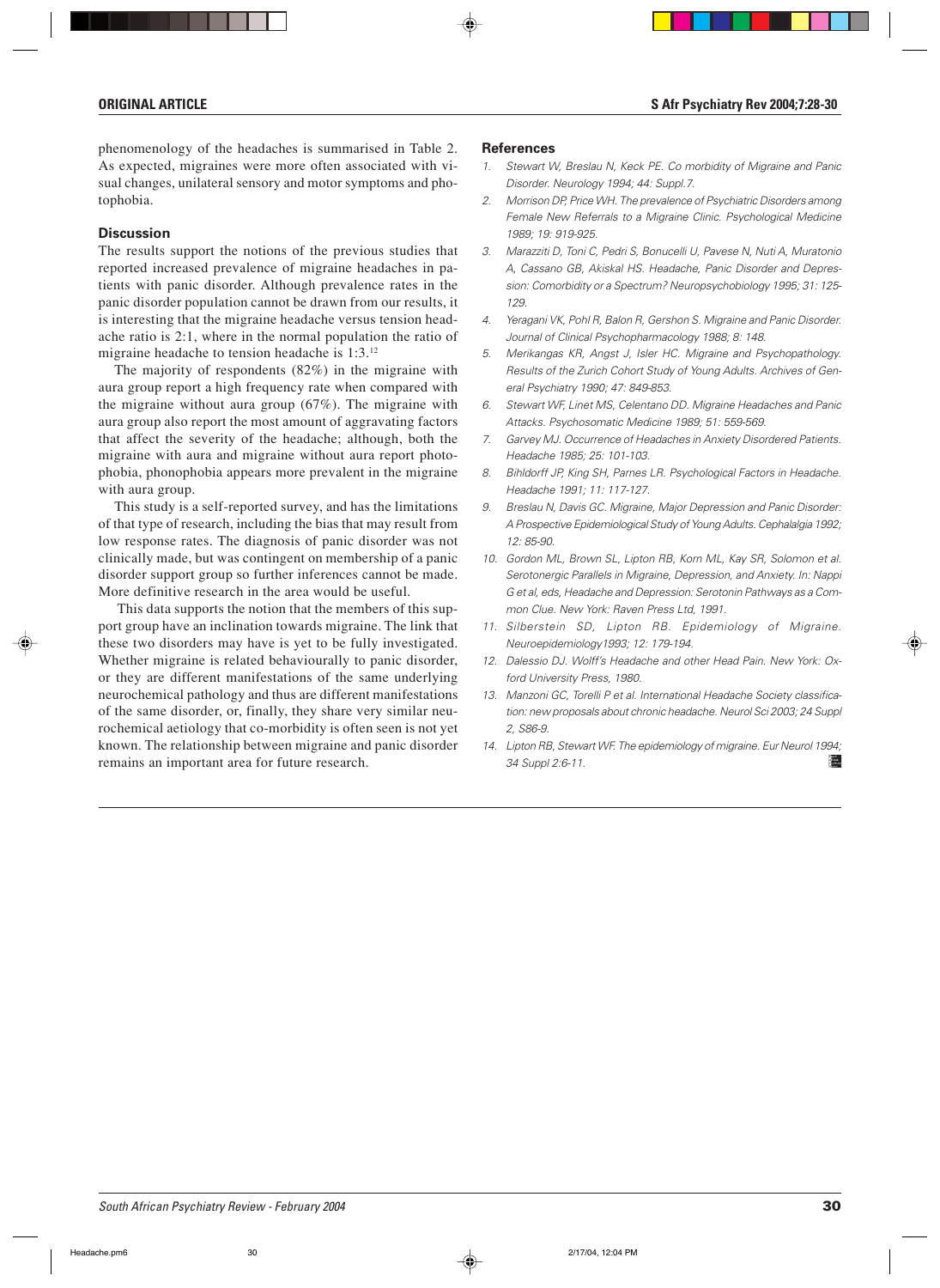phenomenology of the headaches is summarised in Table 2. As expected, migraines were more often associated with visual changes, unilateral sensory and motor symptoms and photophobia.

## Discussion

The results support the notions of the previous studies that reported increased prevalence of migraine headaches in patients with panic disorder. Although prevalence rates in the panic disorder population cannot be drawn from our results, it is interesting that the migraine headache versus tension headache ratio is 2:1, where in the normal population the ratio of migraine headache to tension headache is 1:3.[12]

The majority of respondents (82%) in the migraine with aura group report a high frequency rate when compared with the migraine without aura group (67%). The migraine with aura group also report the most amount of aggravating factors that affect the severity of the headache; although, both the migraine with aura and migraine without aura report photophobia, phonophobia appears more prevalent in the migraine with aura group.

This study is a self-reported survey, and has the limitations of that type of research, including the bias that may result from low response rates. The diagnosis of panic disorder was not clinically made, but was contingent on membership of a panic disorder support group so further inferences cannot be made. More definitive research in the area would be useful.

This data supports the notion that the members of this support group have an inclination towards migraine. The link that these two disorders may have is yet to be fully investigated. Whether migraine is related behaviourally to panic disorder, or they are different manifestations of the same underlying neurochemical pathology and thus are different manifestations of the same disorder, or, finally, they share very similar neurochemical aetiology that co-morbidity is often seen is not yet known. The relationship between migraine and panic disorder remains an important area for future research.

## References

1. Stewart W, Breslau N, Keck PE. Co morbidity of Migraine and Panic Disorder. Neurology 1994; 44: Suppl.7.
2. Morrison DP, Price WH. The prevalence of Psychiatric Disorders among Female New Referrals to a Migraine Clinic. Psychological Medicine 1989; 19: 919-925.
3. Marazziti D, Toni C, Pedri S, Bonucelli U, Pavese N, Nuti A, Muratonio A, Cassano GB, Akiskal HS. Headache, Panic Disorder and Depression: Comorbidity or a Spectrum? Neuropsychobiology 1995; 31: 125-129.
4. Yeragani VK, Pohl R, Balon R, Gershon S. Migraine and Panic Disorder. Journal of Clinical Psychopharmacology 1988; 8: 148.
5. Merikangas KR, Angst J, Isler HC. Migraine and Psychopathology. Results of the Zurich Cohort Study of Young Adults. Archives of General Psychiatry 1990; 47: 849-853.
6. Stewart WF, Linet MS, Celentano DD. Migraine Headaches and Panic Attacks. Psychosomatic Medicine 1989; 51: 559-569.
7. Garvey MJ. Occurrence of Headaches in Anxiety Disordered Patients. Headache 1985; 25: 101-103.
8. Bihldorff JP, King SH, Parnes LR. Psychological Factors in Headache. Headache 1991; 11: 117-127.
9. Breslau N, Davis GC. Migraine, Major Depression and Panic Disorder: A Prospective Epidemiological Study of Young Adults. Cephalalgia 1992; 12: 85-90.
10. Gordon ML, Brown SL, Lipton RB, Korn ML, Kay SR, Solomon et al. Serotonergic Parallels in Migraine, Depression, and Anxiety. In: Nappi G et al, eds, Headache and Depression: Serotonin Pathways as a Common Clue. New York: Raven Press Ltd, 1991.
11. Silberstein SD, Lipton RB. Epidemiology of Migraine. Neuroepidemiology1993; 12: 179-194.
12. Dalessio DJ. Wolff's Headache and other Head Pain. New York: Oxford University Press, 1980.
13. Manzoni GC, Torelli P et al. International Headache Society classification: new proposals about chronic headache. Neurol Sci 2003; 24 Suppl 2, S86-9.
14. Lipton RB, Stewart WF. The epidemiology of migraine. Eur Neurol 1994; 34 Suppl 2:6-11.